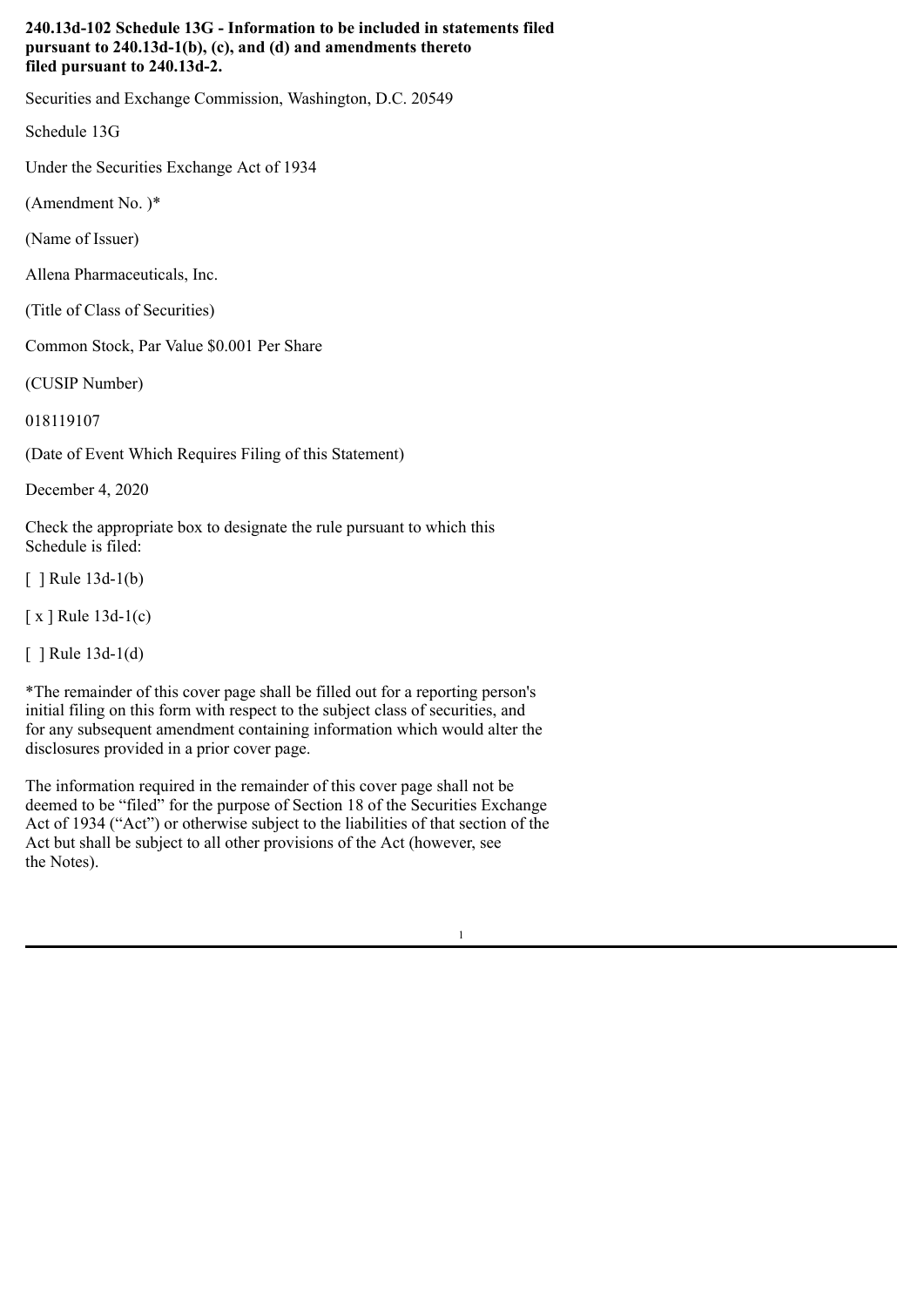**240.13d-102 Schedule 13G - Information to be included in statements filed pursuant to 240.13d-1(b), (c), and (d) and amendments thereto filed pursuant to 240.13d-2.**

Securities and Exchange Commission, Washington, D.C. 20549

Schedule 13G

Under the Securities Exchange Act of 1934

(Amendment No. )*

(Name of Issuer)

Allena Pharmaceuticals, Inc.

(Title of Class of Securities)

Common Stock, Par Value $0.001 Per Share

(CUSIP Number)

018119107

(Date of Event Which Requires Filing of this Statement)

December 4, 2020

Check the appropriate box to designate the rule pursuant to which this Schedule is filed:

[ ] Rule 13d-1(b)

[ x ] Rule 13d-1(c)

[ ] Rule 13d-1(d)

*The remainder of this cover page shall be filled out for a reporting person's initial filing on this form with respect to the subject class of securities, and for any subsequent amendment containing information which would alter the disclosures provided in a prior cover page.

The information required in the remainder of this cover page shall not be deemed to be "filed" for the purpose of Section 18 of the Securities Exchange Act of 1934 ("Act") or otherwise subject to the liabilities of that section of the Act but shall be subject to all other provisions of the Act (however, see the Notes).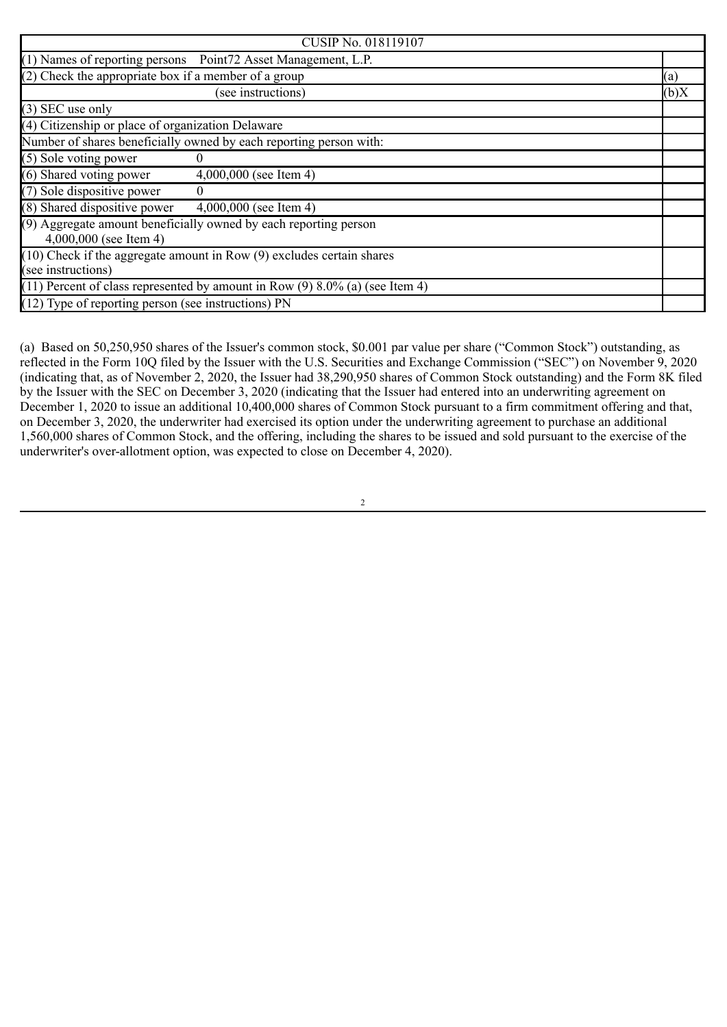| CUSIP No. 018119107 | |
|---|---|
| (1) Names of reporting persons Point72 Asset Management, L.P. | |
| (2) Check the appropriate box if a member of a group | (a) |
| (see instructions) | (b)X |
| (3) SEC use only | |
| (4) Citizenship or place of organization Delaware | |
| Number of shares beneficially owned by each reporting person with: | |
| (5) Sole voting power 0 | |
| (6) Shared voting power 4,000,000 (see Item 4) | |
| (7) Sole dispositive power 0 | |
| (8) Shared dispositive power 4,000,000 (see Item 4) | |
| (9) Aggregate amount beneficially owned by each reporting person 4,000,000 (see Item 4) | |
| (10) Check if the aggregate amount in Row (9) excludes certain shares (see instructions) | |
| (11) Percent of class represented by amount in Row (9) 8.0% (a) (see Item 4) | |
| (12) Type of reporting person (see instructions) PN | |

(a) Based on 50,250,950 shares of the Issuer's common stock, $0.001 par value per share ("Common Stock") outstanding, as reflected in the Form 10Q filed by the Issuer with the U.S. Securities and Exchange Commission ("SEC") on November 9, 2020 (indicating that, as of November 2, 2020, the Issuer had 38,290,950 shares of Common Stock outstanding) and the Form 8K filed by the Issuer with the SEC on December 3, 2020 (indicating that the Issuer had entered into an underwriting agreement on December 1, 2020 to issue an additional 10,400,000 shares of Common Stock pursuant to a firm commitment offering and that, on December 3, 2020, the underwriter had exercised its option under the underwriting agreement to purchase an additional 1,560,000 shares of Common Stock, and the offering, including the shares to be issued and sold pursuant to the exercise of the underwriter's over-allotment option, was expected to close on December 4, 2020).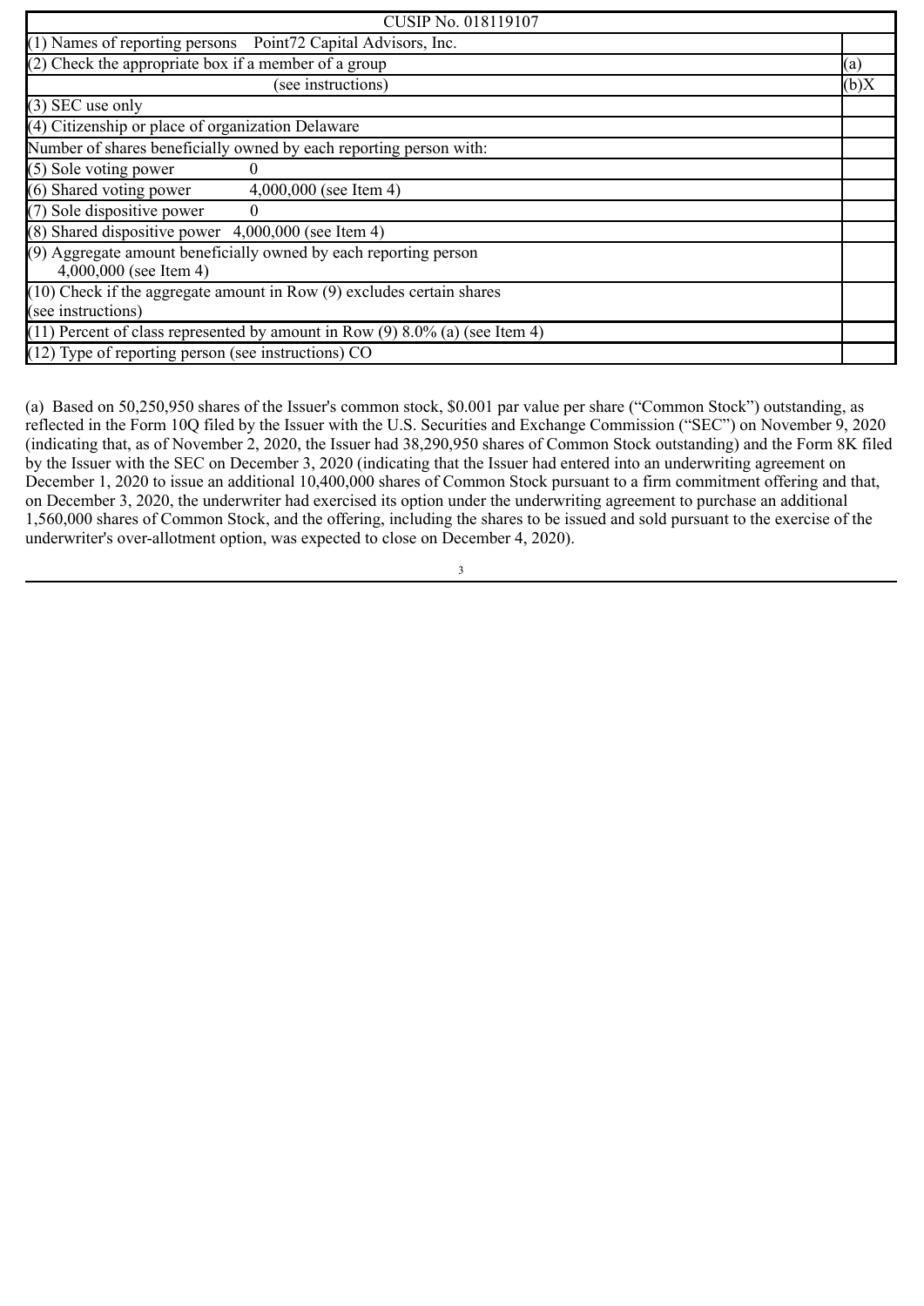| CUSIP No. 018119107 | |
|---|---|
| (1) Names of reporting persons Point72 Capital Advisors, Inc. | |
| (2) Check the appropriate box if a member of a group | (a) |
| (see instructions) | (b)X |
| (3) SEC use only | |
| (4) Citizenship or place of organization Delaware | |
| Number of shares beneficially owned by each reporting person with: | |
| (5) Sole voting power 0 | |
| (6) Shared voting power 4,000,000 (see Item 4) | |
| (7) Sole dispositive power 0 | |
| (8) Shared dispositive power 4,000,000 (see Item 4) | |
| (9) Aggregate amount beneficially owned by each reporting person 4,000,000 (see Item 4) | |
| (10) Check if the aggregate amount in Row (9) excludes certain shares (see instructions) | |
| (11) Percent of class represented by amount in Row (9) 8.0% (a) (see Item 4) | |
| (12) Type of reporting person (see instructions) CO | |

(a) Based on 50,250,950 shares of the Issuer's common stock, $0.001 par value per share ("Common Stock") outstanding, as reflected in the Form 10Q filed by the Issuer with the U.S. Securities and Exchange Commission ("SEC") on November 9, 2020 (indicating that, as of November 2, 2020, the Issuer had 38,290,950 shares of Common Stock outstanding) and the Form 8K filed by the Issuer with the SEC on December 3, 2020 (indicating that the Issuer had entered into an underwriting agreement on December 1, 2020 to issue an additional 10,400,000 shares of Common Stock pursuant to a firm commitment offering and that, on December 3, 2020, the underwriter had exercised its option under the underwriting agreement to purchase an additional 1,560,000 shares of Common Stock, and the offering, including the shares to be issued and sold pursuant to the exercise of the underwriter's over-allotment option, was expected to close on December 4, 2020).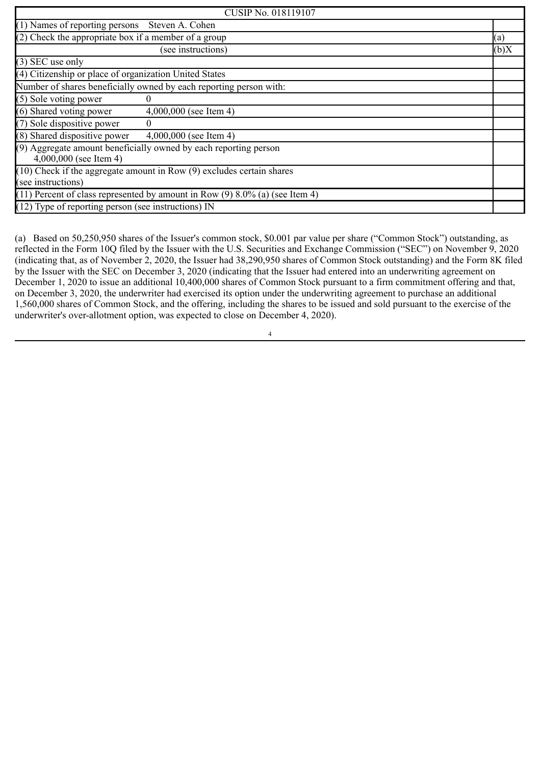| CUSIP No. 018119107 | |
|---|---|
| (1) Names of reporting persons Steven A. Cohen | |
| (2) Check the appropriate box if a member of a group | (a) |
| (see instructions) | (b)X |
| (3) SEC use only | |
| (4) Citizenship or place of organization United States | |
| Number of shares beneficially owned by each reporting person with: | |
| (5) Sole voting power 0 | |
| (6) Shared voting power 4,000,000 (see Item 4) | |
| (7) Sole dispositive power 0 | |
| (8) Shared dispositive power 4,000,000 (see Item 4) | |
| (9) Aggregate amount beneficially owned by each reporting person 4,000,000 (see Item 4) | |
| (10) Check if the aggregate amount in Row (9) excludes certain shares (see instructions) | |
| (11) Percent of class represented by amount in Row (9) 8.0% (a) (see Item 4) | |
| (12) Type of reporting person (see instructions) IN | |

(a) Based on 50,250,950 shares of the Issuer's common stock, $0.001 par value per share ("Common Stock") outstanding, as reflected in the Form 10Q filed by the Issuer with the U.S. Securities and Exchange Commission ("SEC") on November 9, 2020 (indicating that, as of November 2, 2020, the Issuer had 38,290,950 shares of Common Stock outstanding) and the Form 8K filed by the Issuer with the SEC on December 3, 2020 (indicating that the Issuer had entered into an underwriting agreement on December 1, 2020 to issue an additional 10,400,000 shares of Common Stock pursuant to a firm commitment offering and that, on December 3, 2020, the underwriter had exercised its option under the underwriting agreement to purchase an additional 1,560,000 shares of Common Stock, and the offering, including the shares to be issued and sold pursuant to the exercise of the underwriter's over-allotment option, was expected to close on December 4, 2020).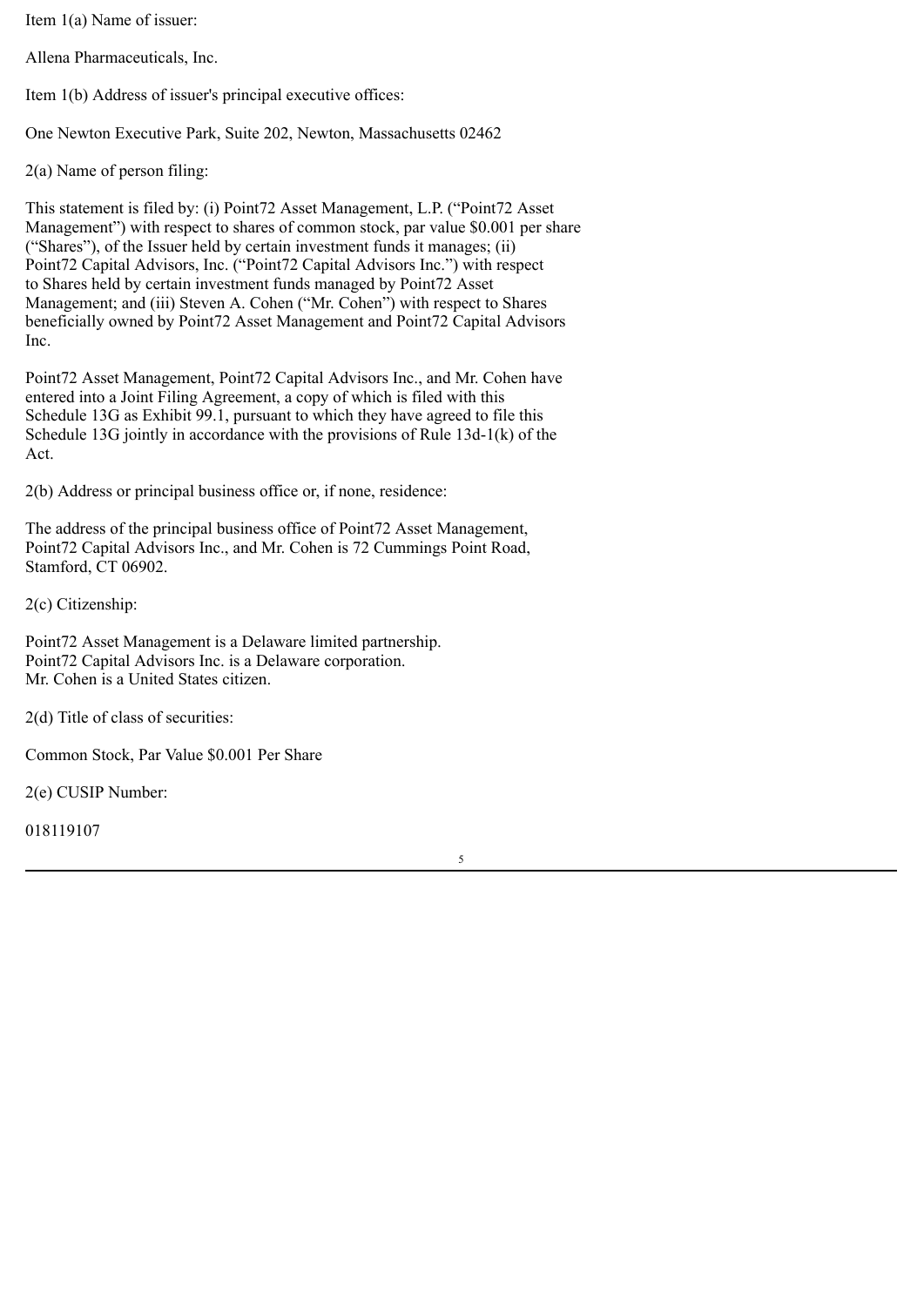Item 1(a) Name of issuer:

Allena Pharmaceuticals, Inc.

Item 1(b) Address of issuer's principal executive offices:

One Newton Executive Park, Suite 202, Newton, Massachusetts 02462

2(a) Name of person filing:

This statement is filed by: (i) Point72 Asset Management, L.P. ("Point72 Asset Management") with respect to shares of common stock, par value $0.001 per share ("Shares"), of the Issuer held by certain investment funds it manages; (ii) Point72 Capital Advisors, Inc. ("Point72 Capital Advisors Inc.") with respect to Shares held by certain investment funds managed by Point72 Asset Management; and (iii) Steven A. Cohen ("Mr. Cohen") with respect to Shares beneficially owned by Point72 Asset Management and Point72 Capital Advisors Inc.

Point72 Asset Management, Point72 Capital Advisors Inc., and Mr. Cohen have entered into a Joint Filing Agreement, a copy of which is filed with this Schedule 13G as Exhibit 99.1, pursuant to which they have agreed to file this Schedule 13G jointly in accordance with the provisions of Rule 13d-1(k) of the Act.

2(b) Address or principal business office or, if none, residence:

The address of the principal business office of Point72 Asset Management, Point72 Capital Advisors Inc., and Mr. Cohen is 72 Cummings Point Road, Stamford, CT 06902.

2(c) Citizenship:

Point72 Asset Management is a Delaware limited partnership.
Point72 Capital Advisors Inc. is a Delaware corporation.
Mr. Cohen is a United States citizen.

2(d) Title of class of securities:

Common Stock, Par Value $0.001 Per Share

2(e) CUSIP Number:

018119107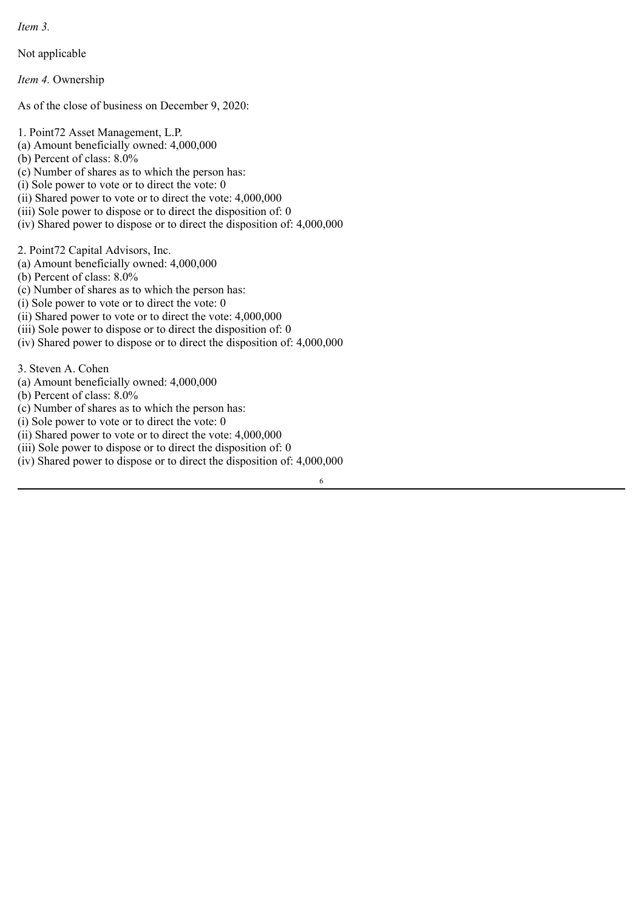*Item 3.*

Not applicable

*Item 4.* Ownership

As of the close of business on December 9, 2020:

1. Point72 Asset Management, L.P.
(a) Amount beneficially owned: 4,000,000
(b) Percent of class: 8.0%
(c) Number of shares as to which the person has:
(i) Sole power to vote or to direct the vote: 0
(ii) Shared power to vote or to direct the vote: 4,000,000
(iii) Sole power to dispose or to direct the disposition of: 0
(iv) Shared power to dispose or to direct the disposition of: 4,000,000

2. Point72 Capital Advisors, Inc.
(a) Amount beneficially owned: 4,000,000
(b) Percent of class: 8.0%
(c) Number of shares as to which the person has:
(i) Sole power to vote or to direct the vote: 0
(ii) Shared power to vote or to direct the vote: 4,000,000
(iii) Sole power to dispose or to direct the disposition of: 0
(iv) Shared power to dispose or to direct the disposition of: 4,000,000

3. Steven A. Cohen
(a) Amount beneficially owned: 4,000,000
(b) Percent of class: 8.0%
(c) Number of shares as to which the person has:
(i) Sole power to vote or to direct the vote: 0
(ii) Shared power to vote or to direct the vote: 4,000,000
(iii) Sole power to dispose or to direct the disposition of: 0
(iv) Shared power to dispose or to direct the disposition of: 4,000,000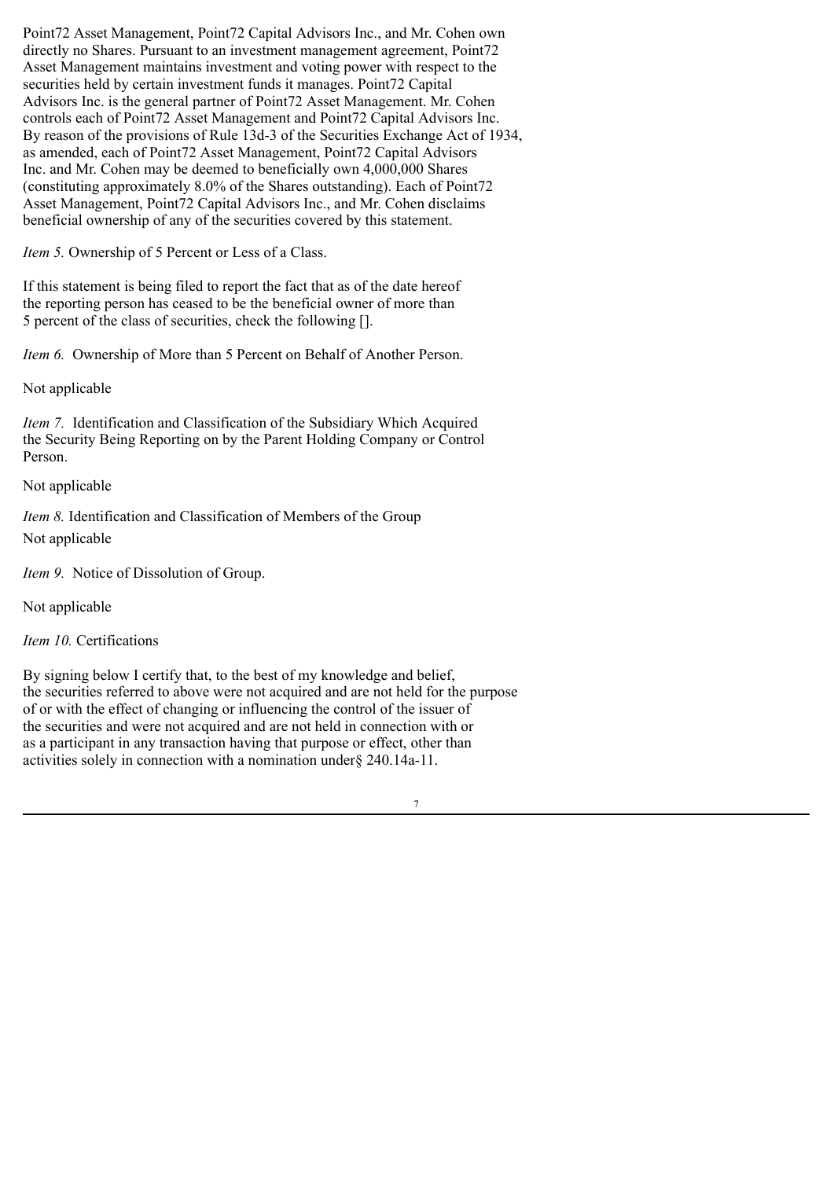Point72 Asset Management, Point72 Capital Advisors Inc., and Mr. Cohen own directly no Shares. Pursuant to an investment management agreement, Point72 Asset Management maintains investment and voting power with respect to the securities held by certain investment funds it manages. Point72 Capital Advisors Inc. is the general partner of Point72 Asset Management. Mr. Cohen controls each of Point72 Asset Management and Point72 Capital Advisors Inc. By reason of the provisions of Rule 13d-3 of the Securities Exchange Act of 1934, as amended, each of Point72 Asset Management, Point72 Capital Advisors Inc. and Mr. Cohen may be deemed to beneficially own 4,000,000 Shares (constituting approximately 8.0% of the Shares outstanding). Each of Point72 Asset Management, Point72 Capital Advisors Inc., and Mr. Cohen disclaims beneficial ownership of any of the securities covered by this statement.

*Item 5.* Ownership of 5 Percent or Less of a Class.

If this statement is being filed to report the fact that as of the date hereof the reporting person has ceased to be the beneficial owner of more than 5 percent of the class of securities, check the following [].

*Item 6.* Ownership of More than 5 Percent on Behalf of Another Person.

Not applicable

*Item 7.* Identification and Classification of the Subsidiary Which Acquired the Security Being Reporting on by the Parent Holding Company or Control Person.

Not applicable

*Item 8.* Identification and Classification of Members of the Group

Not applicable

*Item 9.* Notice of Dissolution of Group.

Not applicable

*Item 10.* Certifications

By signing below I certify that, to the best of my knowledge and belief, the securities referred to above were not acquired and are not held for the purpose of or with the effect of changing or influencing the control of the issuer of the securities and were not acquired and are not held in connection with or as a participant in any transaction having that purpose or effect, other than activities solely in connection with a nomination under§ 240.14a-11.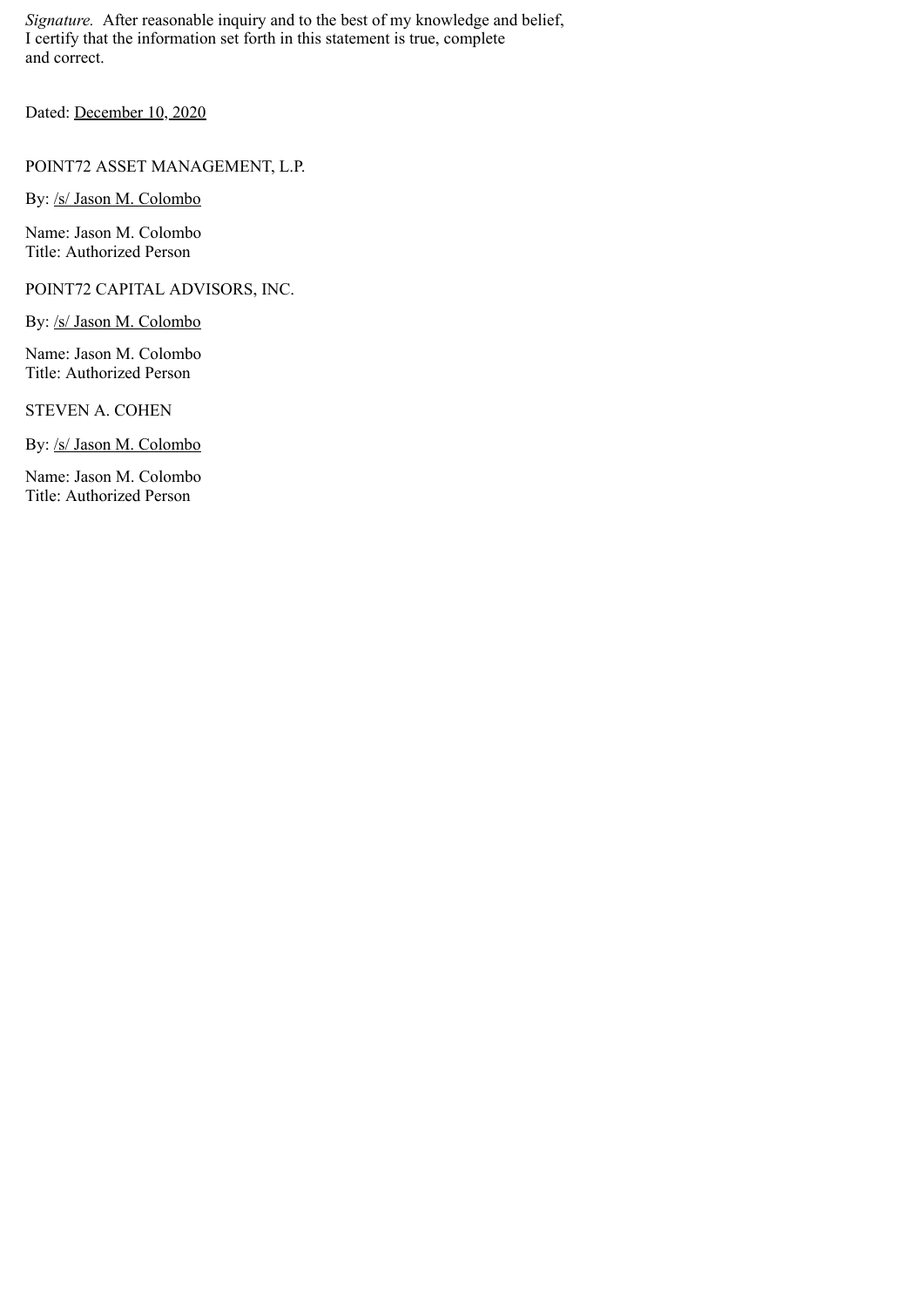*Signature.* After reasonable inquiry and to the best of my knowledge and belief, I certify that the information set forth in this statement is true, complete and correct.

Dated: December 10, 2020

POINT72 ASSET MANAGEMENT, L.P.

By: /s/ Jason M. Colombo

Name: Jason M. Colombo
Title: Authorized Person

POINT72 CAPITAL ADVISORS, INC.

By: /s/ Jason M. Colombo

Name: Jason M. Colombo
Title: Authorized Person

STEVEN A. COHEN

By: /s/ Jason M. Colombo

Name: Jason M. Colombo
Title: Authorized Person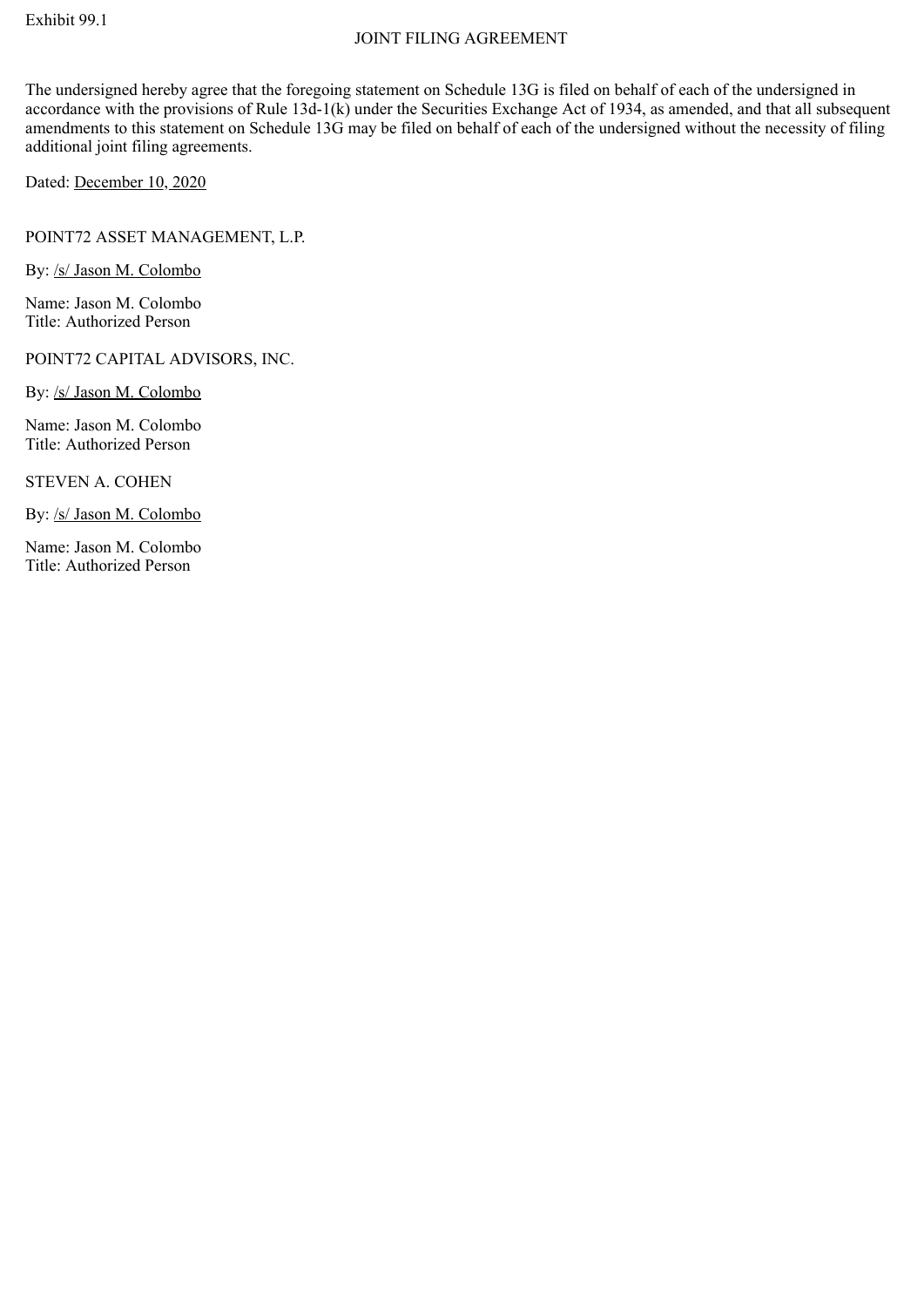Exhibit 99.1

# JOINT FILING AGREEMENT

The undersigned hereby agree that the foregoing statement on Schedule 13G is filed on behalf of each of the undersigned in accordance with the provisions of Rule 13d-1(k) under the Securities Exchange Act of 1934, as amended, and that all subsequent amendments to this statement on Schedule 13G may be filed on behalf of each of the undersigned without the necessity of filing additional joint filing agreements.

Dated: December 10, 2020

POINT72 ASSET MANAGEMENT, L.P.

By: /s/ Jason M. Colombo

Name: Jason M. Colombo
Title: Authorized Person

POINT72 CAPITAL ADVISORS, INC.

By: /s/ Jason M. Colombo

Name: Jason M. Colombo
Title: Authorized Person

STEVEN A. COHEN

By: /s/ Jason M. Colombo

Name: Jason M. Colombo
Title: Authorized Person